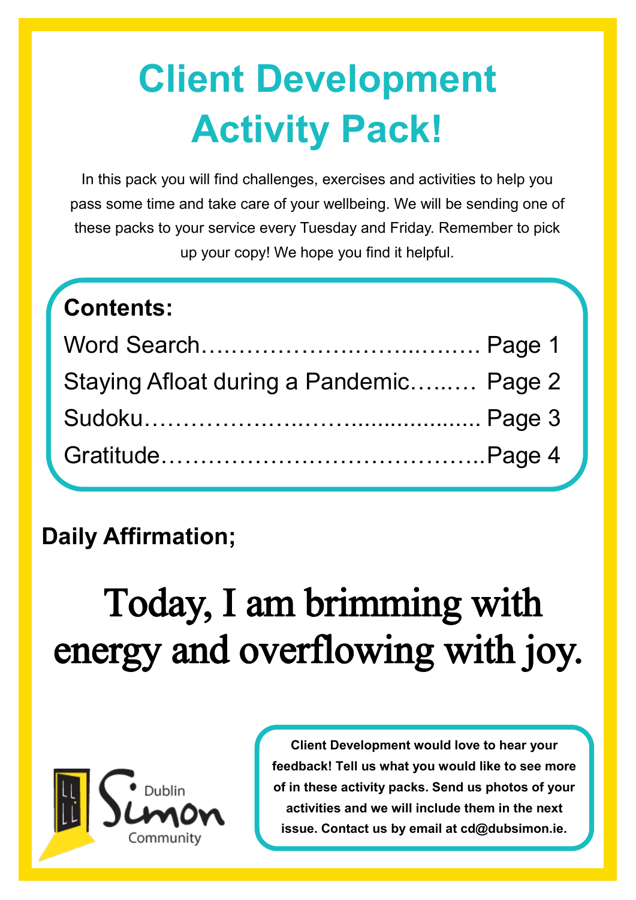# Client Development Activity Pack!

In this pack you will find challenges, exercises and activities to help you pass some time and take care of your wellbeing. We will be sending one of these packs to your service every Tuesday and Friday. Remember to pick up your copy! We hope you find it helpful.

**Contents:**

Word Search…………………………..……. Page 1
Staying Afloat during a Pandemic…..…. Page 2
Sudoku……………………..…................... Page 3
Gratitude…………………………………..Page 4

**Daily Affirmation;**

Today, I am brimming with energy and overflowing with joy.

Dublin Simon Community

**Client Development would love to hear your feedback! Tell us what you would like to see more of in these activity packs. Send us photos of your activities and we will include them in the next issue. Contact us by email at cd@dubsimon.ie.**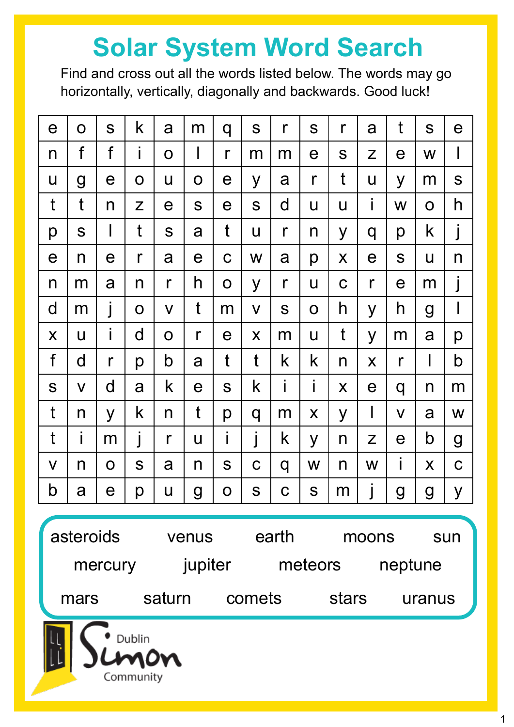# Solar System Word Search

Find and cross out all the words listed below. The words may go horizontally, vertically, diagonally and backwards. Good luck!

| | | | | | | | | | | | | | | |
|---|---|---|---|---|---|---|---|---|---|---|---|---|---|---|
| e | o | s | k | a | m | q | s | r | s | r | a | t | s | e |
| n | f | f | i | o | l | r | m | m | e | s | z | e | w | l |
| u | g | e | o | u | o | e | y | a | r | t | u | y | m | s |
| t | t | n | z | e | s | e | s | d | u | u | i | w | o | h |
| p | s | l | t | s | a | t | u | r | n | y | q | p | k | j |
| e | n | e | r | a | e | c | w | a | p | x | e | s | u | n |
| n | m | a | n | r | h | o | y | r | u | c | r | e | m | j |
| d | m | j | o | v | t | m | v | s | o | h | y | h | g | l |
| x | u | i | d | o | r | e | x | m | u | t | y | m | a | p |
| f | d | r | p | b | a | t | t | k | k | n | x | r | l | b |
| s | v | d | a | k | e | s | k | i | i | x | e | q | n | m |
| t | n | y | k | n | t | p | q | m | x | y | l | v | a | w |
| t | i | m | j | r | u | i | j | k | y | n | z | e | b | g |
| v | n | o | s | a | n | s | c | q | w | n | w | i | x | c |
| b | a | e | p | u | g | o | s | c | s | m | j | g | g | y |

asteroids, venus, earth, moons, sun

mercury, jupiter, meteors, neptune

mars, saturn, comets, stars, uranus

Dublin Simon Community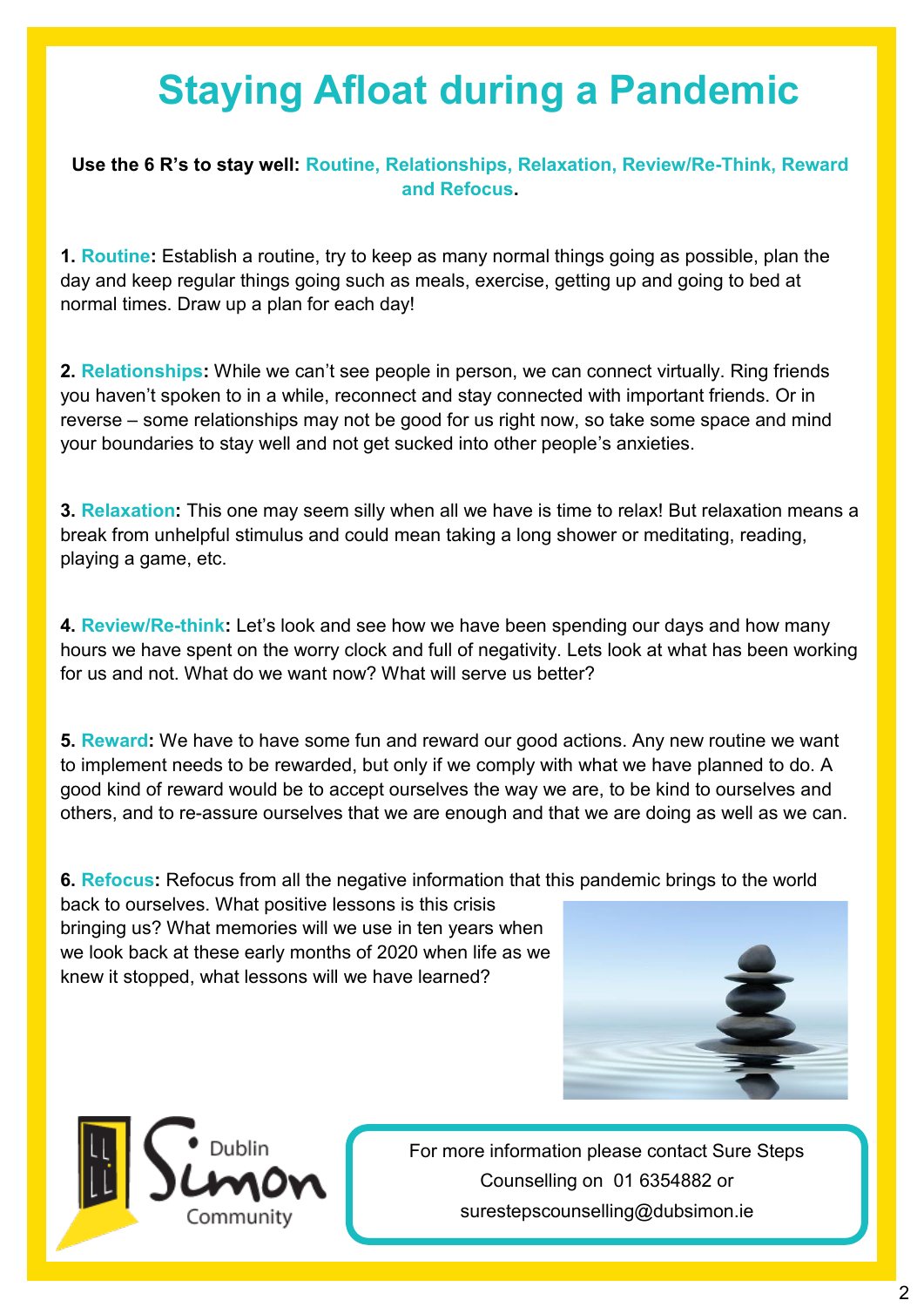# Staying Afloat during a Pandemic

**Use the 6 R's to stay well: Routine, Relationships, Relaxation, Review/Re-Think, Reward and Refocus.**

**1. Routine:** Establish a routine, try to keep as many normal things going as possible, plan the day and keep regular things going such as meals, exercise, getting up and going to bed at normal times. Draw up a plan for each day!

**2. Relationships:** While we can't see people in person, we can connect virtually. Ring friends you haven't spoken to in a while, reconnect and stay connected with important friends. Or in reverse – some relationships may not be good for us right now, so take some space and mind your boundaries to stay well and not get sucked into other people's anxieties.

**3. Relaxation:** This one may seem silly when all we have is time to relax! But relaxation means a break from unhelpful stimulus and could mean taking a long shower or meditating, reading, playing a game, etc.

**4. Review/Re-think:** Let's look and see how we have been spending our days and how many hours we have spent on the worry clock and full of negativity. Lets look at what has been working for us and not. What do we want now? What will serve us better?

**5. Reward:** We have to have some fun and reward our good actions. Any new routine we want to implement needs to be rewarded, but only if we comply with what we have planned to do. A good kind of reward would be to accept ourselves the way we are, to be kind to ourselves and others, and to re-assure ourselves that we are enough and that we are doing as well as we can.

**6. Refocus:** Refocus from all the negative information that this pandemic brings to the world back to ourselves. What positive lessons is this crisis bringing us? What memories will we use in ten years when we look back at these early months of 2020 when life as we knew it stopped, what lessons will we have learned?

Dublin Simon Community

For more information please contact Sure Steps Counselling on 01 6354882 or surestepscounselling@dubsimon.ie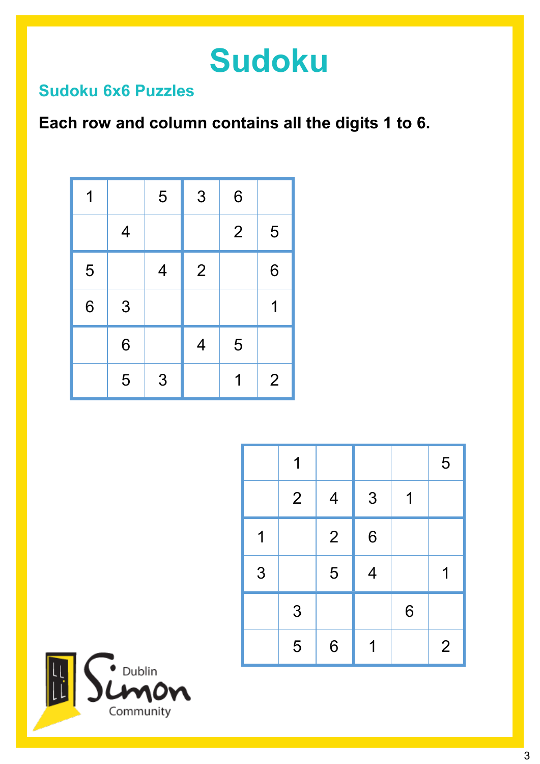# Sudoku

## Sudoku 6x6 Puzzles

**Each row and column contains all the digits 1 to 6.**

| | | | | | |
|---|---|---|---|---|---|
| 1 | | 5 | 3 | 6 | |
| | 4 | | | 2 | 5 |
| 5 | | 4 | 2 | | 6 |
| 6 | 3 | | | | 1 |
| | 6 | | 4 | 5 | |
| | 5 | 3 | | 1 | 2 |

| | | | | | |
|---|---|---|---|---|---|
| | 1 | | | | 5 |
| | 2 | 4 | 3 | 1 | |
| 1 | | 2 | 6 | | |
| 3 | | 5 | 4 | | 1 |
| | 3 | | | 6 | |
| | 5 | 6 | 1 | | 2 |

Dublin Simon Community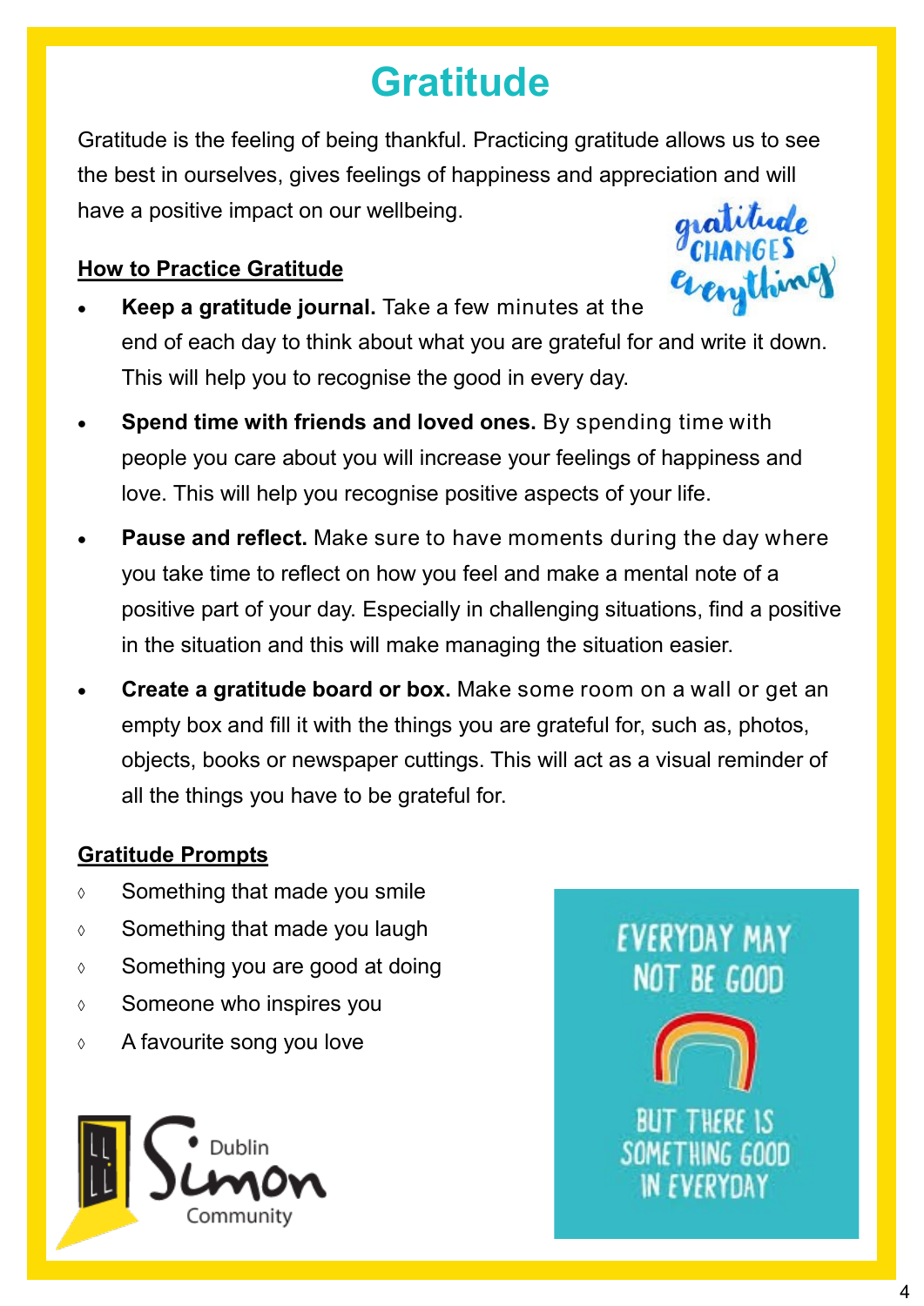# Gratitude

Gratitude is the feeling of being thankful. Practicing gratitude allows us to see the best in ourselves, gives feelings of happiness and appreciation and will have a positive impact on our wellbeing.

gratitude CHANGES everything

**How to Practice Gratitude**

- **Keep a gratitude journal.** Take a few minutes at the end of each day to think about what you are grateful for and write it down. This will help you to recognise the good in every day.
- **Spend time with friends and loved ones.** By spending time with people you care about you will increase your feelings of happiness and love. This will help you recognise positive aspects of your life.
- **Pause and reflect.** Make sure to have moments during the day where you take time to reflect on how you feel and make a mental note of a positive part of your day. Especially in challenging situations, find a positive in the situation and this will make managing the situation easier.
- **Create a gratitude board or box.** Make some room on a wall or get an empty box and fill it with the things you are grateful for, such as, photos, objects, books or newspaper cuttings. This will act as a visual reminder of all the things you have to be grateful for.

**Gratitude Prompts**

- Something that made you smile
- Something that made you laugh
- Something you are good at doing
- Someone who inspires you
- A favourite song you love

EVERYDAY MAY NOT BE GOOD

BUT THERE IS SOMETHING GOOD IN EVERYDAY

Dublin Simon Community